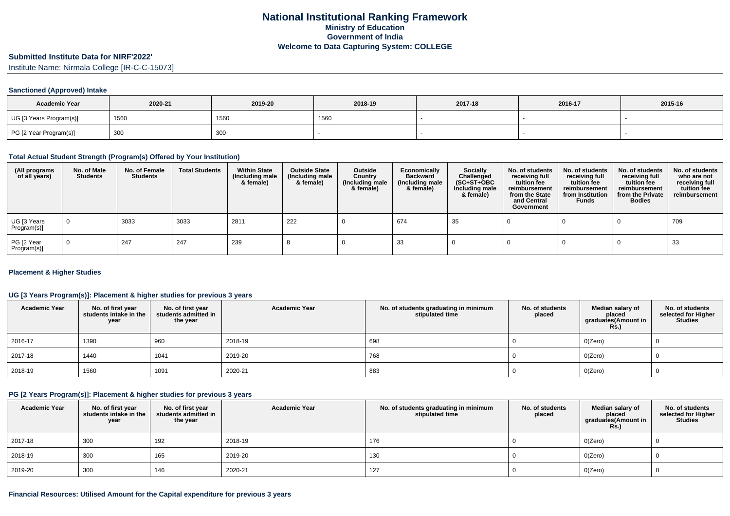# National Institutional Ranking Framework
## Ministry of Education
## Government of India
## Welcome to Data Capturing System: COLLEGE

**Submitted Institute Data for NIRF'2022'**

Institute Name: Nirmala College [IR-C-C-15073]

### Sanctioned (Approved) Intake

| Academic Year | 2020-21 | 2019-20 | 2018-19 | 2017-18 | 2016-17 | 2015-16 |
|---|---|---|---|---|---|---|
| UG [3 Years Program(s)] | 1560 | 1560 | 1560 | - | - | - |
| PG [2 Year Program(s)] | 300 | 300 | - | - | - | - |

### Total Actual Student Strength (Program(s) Offered by Your Institution)

| (All programs of all years) | No. of Male Students | No. of Female Students | Total Students | Within State (Including male & female) | Outside State (Including male & female) | Outside Country (Including male & female) | Economically Backward (Including male & female) | Socially Challenged (SC+ST+OBC Including male & female) | No. of students receiving full tuition fee reimbursement from the State and Central Government | No. of students receiving full tuition fee reimbursement from Institution Funds | No. of students receiving full tuition fee reimbursement from the Private Bodies | No. of students who are not receiving full tuition fee reimbursement |
|---|---|---|---|---|---|---|---|---|---|---|---|---|
| UG [3 Years Program(s)] | 0 | 3033 | 3033 | 2811 | 222 | 0 | 674 | 35 | 0 | 0 | 0 | 709 |
| PG [2 Year Program(s)] | 0 | 247 | 247 | 239 | 8 | 0 | 33 | 0 | 0 | 0 | 0 | 33 |

### Placement & Higher Studies

#### UG [3 Years Program(s)]: Placement & higher studies for previous 3 years

| Academic Year | No. of first year students intake in the year | No. of first year students admitted in the year | Academic Year | No. of students graduating in minimum stipulated time | No. of students placed | Median salary of placed graduates(Amount in Rs.) | No. of students selected for Higher Studies |
|---|---|---|---|---|---|---|---|
| 2016-17 | 1390 | 960 | 2018-19 | 698 | 0 | 0(Zero) | 0 |
| 2017-18 | 1440 | 1041 | 2019-20 | 768 | 0 | 0(Zero) | 0 |
| 2018-19 | 1560 | 1091 | 2020-21 | 883 | 0 | 0(Zero) | 0 |

#### PG [2 Years Program(s)]: Placement & higher studies for previous 3 years

| Academic Year | No. of first year students intake in the year | No. of first year students admitted in the year | Academic Year | No. of students graduating in minimum stipulated time | No. of students placed | Median salary of placed graduates(Amount in Rs.) | No. of students selected for Higher Studies |
|---|---|---|---|---|---|---|---|
| 2017-18 | 300 | 192 | 2018-19 | 176 | 0 | 0(Zero) | 0 |
| 2018-19 | 300 | 165 | 2019-20 | 130 | 0 | 0(Zero) | 0 |
| 2019-20 | 300 | 146 | 2020-21 | 127 | 0 | 0(Zero) | 0 |

### Financial Resources: Utilised Amount for the Capital expenditure for previous 3 years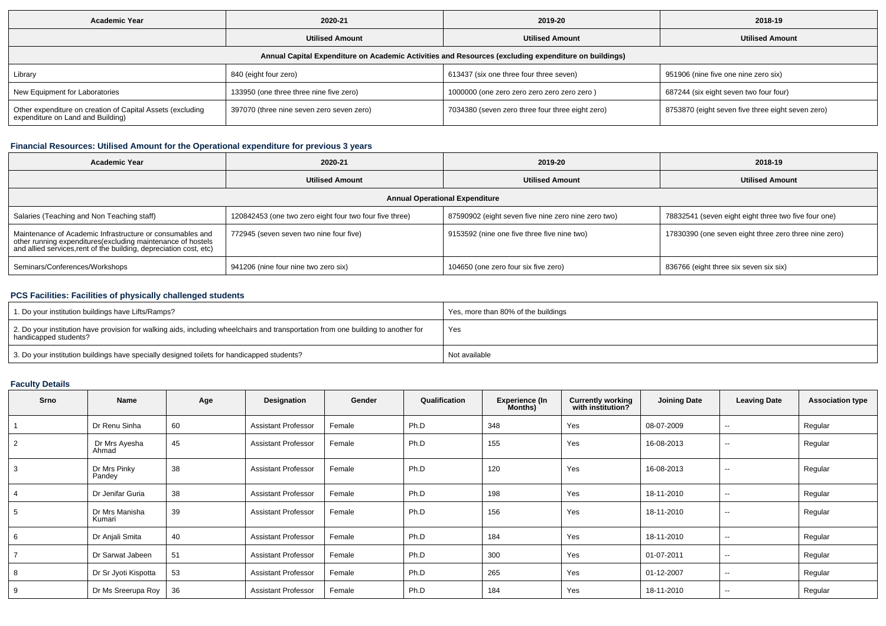| Academic Year | 2020-21 | 2019-20 | 2018-19 |
|---|---|---|---|
| | Utilised Amount | Utilised Amount | Utilised Amount |
| Annual Capital Expenditure on Academic Activities and Resources (excluding expenditure on buildings) | | | |
| Library | 840 (eight four zero) | 613437 (six one three four three seven) | 951906 (nine five one nine zero six) |
| New Equipment for Laboratories | 133950 (one three three nine five zero) | 1000000 (one zero zero zero zero zero zero ) | 687244 (six eight seven two four four) |
| Other expenditure on creation of Capital Assets (excluding expenditure on Land and Building) | 397070 (three nine seven zero seven zero) | 7034380 (seven zero three four three eight zero) | 8753870 (eight seven five three eight seven zero) |

### Financial Resources: Utilised Amount for the Operational expenditure for previous 3 years

| Academic Year | 2020-21 | 2019-20 | 2018-19 |
|---|---|---|---|
| | Utilised Amount | Utilised Amount | Utilised Amount |
| Annual Operational Expenditure | | | |
| Salaries (Teaching and Non Teaching staff) | 120842453 (one two zero eight four two four five three) | 87590902 (eight seven five nine zero nine zero two) | 78832541 (seven eight eight three two five four one) |
| Maintenance of Academic Infrastructure or consumables and other running expenditures(excluding maintenance of hostels and allied services,rent of the building, depreciation cost, etc) | 772945 (seven seven two nine four five) | 9153592 (nine one five three five nine two) | 17830390 (one seven eight three zero three nine zero) |
| Seminars/Conferences/Workshops | 941206 (nine four nine two zero six) | 104650 (one zero four six five zero) | 836766 (eight three six seven six six) |

### PCS Facilities: Facilities of physically challenged students

| | |
|---|---|
| 1. Do your institution buildings have Lifts/Ramps? | Yes, more than 80% of the buildings |
| 2. Do your institution have provision for walking aids, including wheelchairs and transportation from one building to another for handicapped students? | Yes |
| 3. Do your institution buildings have specially designed toilets for handicapped students? | Not available |

### Faculty Details

| Srno | Name | Age | Designation | Gender | Qualification | Experience (In Months) | Currently working with institution? | Joining Date | Leaving Date | Association type |
|---|---|---|---|---|---|---|---|---|---|---|
| 1 | Dr Renu Sinha | 60 | Assistant Professor | Female | Ph.D | 348 | Yes | 08-07-2009 | -- | Regular |
| 2 | Dr Mrs Ayesha Ahmad | 45 | Assistant Professor | Female | Ph.D | 155 | Yes | 16-08-2013 | -- | Regular |
| 3 | Dr Mrs Pinky Pandey | 38 | Assistant Professor | Female | Ph.D | 120 | Yes | 16-08-2013 | -- | Regular |
| 4 | Dr Jenifar Guria | 38 | Assistant Professor | Female | Ph.D | 198 | Yes | 18-11-2010 | -- | Regular |
| 5 | Dr Mrs Manisha Kumari | 39 | Assistant Professor | Female | Ph.D | 156 | Yes | 18-11-2010 | -- | Regular |
| 6 | Dr Anjali Smita | 40 | Assistant Professor | Female | Ph.D | 184 | Yes | 18-11-2010 | -- | Regular |
| 7 | Dr Sarwat Jabeen | 51 | Assistant Professor | Female | Ph.D | 300 | Yes | 01-07-2011 | -- | Regular |
| 8 | Dr Sr Jyoti Kispotta | 53 | Assistant Professor | Female | Ph.D | 265 | Yes | 01-12-2007 | -- | Regular |
| 9 | Dr Ms Sreerupa Roy | 36 | Assistant Professor | Female | Ph.D | 184 | Yes | 18-11-2010 | -- | Regular |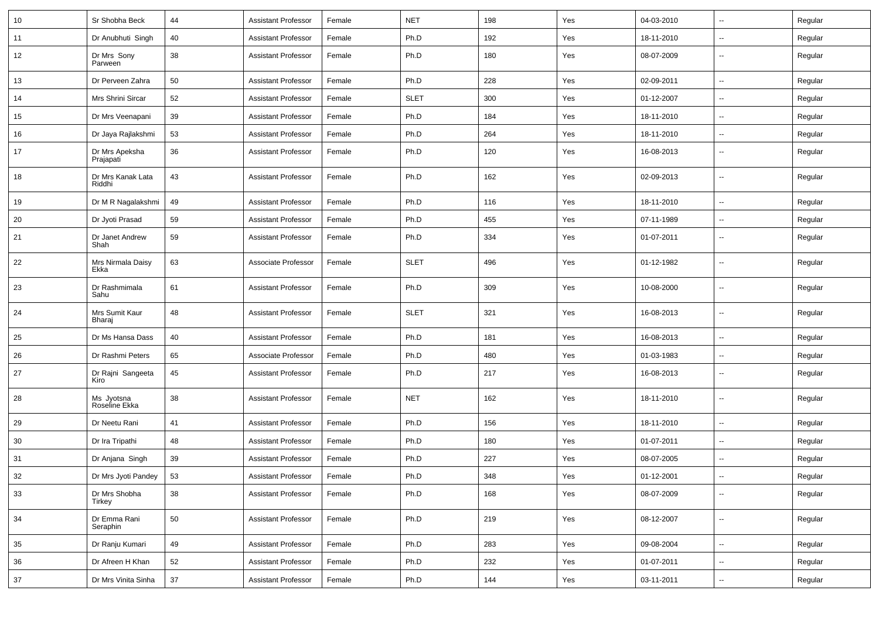| 10 | Sr Shobha Beck | 44 | Assistant Professor | Female | NET | 198 | Yes | 04-03-2010 | -- | Regular |
|---|---|---|---|---|---|---|---|---|---|---|
| 11 | Dr Anubhuti Singh | 40 | Assistant Professor | Female | Ph.D | 192 | Yes | 18-11-2010 | -- | Regular |
| 12 | Dr Mrs Sony Parween | 38 | Assistant Professor | Female | Ph.D | 180 | Yes | 08-07-2009 | -- | Regular |
| 13 | Dr Perveen Zahra | 50 | Assistant Professor | Female | Ph.D | 228 | Yes | 02-09-2011 | -- | Regular |
| 14 | Mrs Shrini Sircar | 52 | Assistant Professor | Female | SLET | 300 | Yes | 01-12-2007 | -- | Regular |
| 15 | Dr Mrs Veenapani | 39 | Assistant Professor | Female | Ph.D | 184 | Yes | 18-11-2010 | -- | Regular |
| 16 | Dr Jaya Rajlakshmi | 53 | Assistant Professor | Female | Ph.D | 264 | Yes | 18-11-2010 | -- | Regular |
| 17 | Dr Mrs Apeksha Prajapati | 36 | Assistant Professor | Female | Ph.D | 120 | Yes | 16-08-2013 | -- | Regular |
| 18 | Dr Mrs Kanak Lata Riddhi | 43 | Assistant Professor | Female | Ph.D | 162 | Yes | 02-09-2013 | -- | Regular |
| 19 | Dr M R Nagalakshmi | 49 | Assistant Professor | Female | Ph.D | 116 | Yes | 18-11-2010 | -- | Regular |
| 20 | Dr Jyoti Prasad | 59 | Assistant Professor | Female | Ph.D | 455 | Yes | 07-11-1989 | -- | Regular |
| 21 | Dr Janet Andrew Shah | 59 | Assistant Professor | Female | Ph.D | 334 | Yes | 01-07-2011 | -- | Regular |
| 22 | Mrs Nirmala Daisy Ekka | 63 | Associate Professor | Female | SLET | 496 | Yes | 01-12-1982 | -- | Regular |
| 23 | Dr Rashmimala Sahu | 61 | Assistant Professor | Female | Ph.D | 309 | Yes | 10-08-2000 | -- | Regular |
| 24 | Mrs Sumit Kaur Bharaj | 48 | Assistant Professor | Female | SLET | 321 | Yes | 16-08-2013 | -- | Regular |
| 25 | Dr Ms Hansa Dass | 40 | Assistant Professor | Female | Ph.D | 181 | Yes | 16-08-2013 | -- | Regular |
| 26 | Dr Rashmi Peters | 65 | Associate Professor | Female | Ph.D | 480 | Yes | 01-03-1983 | -- | Regular |
| 27 | Dr Rajni Sangeeta Kiro | 45 | Assistant Professor | Female | Ph.D | 217 | Yes | 16-08-2013 | -- | Regular |
| 28 | Ms Jyotsna Roseline Ekka | 38 | Assistant Professor | Female | NET | 162 | Yes | 18-11-2010 | -- | Regular |
| 29 | Dr Neetu Rani | 41 | Assistant Professor | Female | Ph.D | 156 | Yes | 18-11-2010 | -- | Regular |
| 30 | Dr Ira Tripathi | 48 | Assistant Professor | Female | Ph.D | 180 | Yes | 01-07-2011 | -- | Regular |
| 31 | Dr Anjana Singh | 39 | Assistant Professor | Female | Ph.D | 227 | Yes | 08-07-2005 | -- | Regular |
| 32 | Dr Mrs Jyoti Pandey | 53 | Assistant Professor | Female | Ph.D | 348 | Yes | 01-12-2001 | -- | Regular |
| 33 | Dr Mrs Shobha Tirkey | 38 | Assistant Professor | Female | Ph.D | 168 | Yes | 08-07-2009 | -- | Regular |
| 34 | Dr Emma Rani Seraphin | 50 | Assistant Professor | Female | Ph.D | 219 | Yes | 08-12-2007 | -- | Regular |
| 35 | Dr Ranju Kumari | 49 | Assistant Professor | Female | Ph.D | 283 | Yes | 09-08-2004 | -- | Regular |
| 36 | Dr Afreen H Khan | 52 | Assistant Professor | Female | Ph.D | 232 | Yes | 01-07-2011 | -- | Regular |
| 37 | Dr Mrs Vinita Sinha | 37 | Assistant Professor | Female | Ph.D | 144 | Yes | 03-11-2011 | -- | Regular |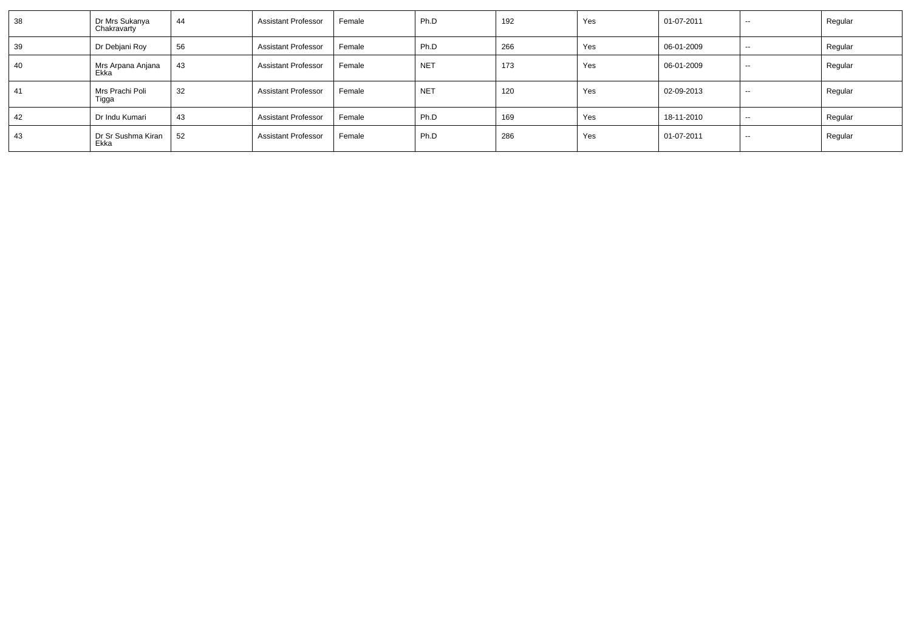| | | | | | | | | | | |
|---|---|---|---|---|---|---|---|---|---|---|
| 38 | Dr Mrs Sukanya Chakravarty | 44 | Assistant Professor | Female | Ph.D | 192 | Yes | 01-07-2011 | -- | Regular |
| 39 | Dr Debjani Roy | 56 | Assistant Professor | Female | Ph.D | 266 | Yes | 06-01-2009 | -- | Regular |
| 40 | Mrs Arpana Anjana Ekka | 43 | Assistant Professor | Female | NET | 173 | Yes | 06-01-2009 | -- | Regular |
| 41 | Mrs Prachi Poli Tigga | 32 | Assistant Professor | Female | NET | 120 | Yes | 02-09-2013 | -- | Regular |
| 42 | Dr Indu Kumari | 43 | Assistant Professor | Female | Ph.D | 169 | Yes | 18-11-2010 | -- | Regular |
| 43 | Dr Sr Sushma Kiran Ekka | 52 | Assistant Professor | Female | Ph.D | 286 | Yes | 01-07-2011 | -- | Regular |